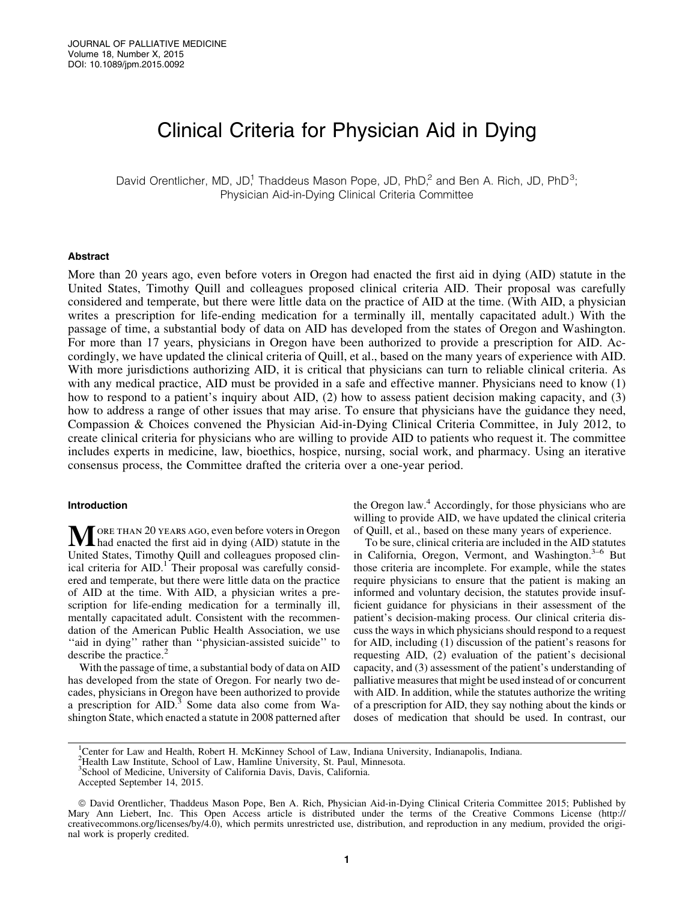# Clinical Criteria for Physician Aid in Dying

David Orentlicher, MD, JD,[1] Thaddeus Mason Pope, JD, PhD,[2] and Ben A. Rich, JD, PhD[3]; Physician Aid-in-Dying Clinical Criteria Committee

## Abstract

More than 20 years ago, even before voters in Oregon had enacted the first aid in dying (AID) statute in the United States, Timothy Quill and colleagues proposed clinical criteria AID. Their proposal was carefully considered and temperate, but there were little data on the practice of AID at the time. (With AID, a physician writes a prescription for life-ending medication for a terminally ill, mentally capacitated adult.) With the passage of time, a substantial body of data on AID has developed from the states of Oregon and Washington. For more than 17 years, physicians in Oregon have been authorized to provide a prescription for AID. Accordingly, we have updated the clinical criteria of Quill, et al., based on the many years of experience with AID. With more jurisdictions authorizing AID, it is critical that physicians can turn to reliable clinical criteria. As with any medical practice, AID must be provided in a safe and effective manner. Physicians need to know (1) how to respond to a patient's inquiry about AID, (2) how to assess patient decision making capacity, and (3) how to address a range of other issues that may arise. To ensure that physicians have the guidance they need, Compassion & Choices convened the Physician Aid-in-Dying Clinical Criteria Committee, in July 2012, to create clinical criteria for physicians who are willing to provide AID to patients who request it. The committee includes experts in medicine, law, bioethics, hospice, nursing, social work, and pharmacy. Using an iterative consensus process, the Committee drafted the criteria over a one-year period.

## Introduction

More than 20 years ago, even before voters in Oregon had enacted the first aid in dying (AID) statute in the United States, Timothy Quill and colleagues proposed clinical criteria for AID.[1] Their proposal was carefully considered and temperate, but there were little data on the practice of AID at the time. With AID, a physician writes a prescription for life-ending medication for a terminally ill, mentally capacitated adult. Consistent with the recommendation of the American Public Health Association, we use ''aid in dying'' rather than ''physician-assisted suicide'' to describe the practice.[2]

With the passage of time, a substantial body of data on AID has developed from the state of Oregon. For nearly two decades, physicians in Oregon have been authorized to provide a prescription for AID.[3] Some data also come from Washington State, which enacted a statute in 2008 patterned after the Oregon law.[4] Accordingly, for those physicians who are willing to provide AID, we have updated the clinical criteria of Quill, et al., based on these many years of experience.

To be sure, clinical criteria are included in the AID statutes in California, Oregon, Vermont, and Washington.[3–6] But those criteria are incomplete. For example, while the states require physicians to ensure that the patient is making an informed and voluntary decision, the statutes provide insufficient guidance for physicians in their assessment of the patient's decision-making process. Our clinical criteria discuss the ways in which physicians should respond to a request for AID, including (1) discussion of the patient's reasons for requesting AID, (2) evaluation of the patient's decisional capacity, and (3) assessment of the patient's understanding of palliative measures that might be used instead of or concurrent with AID. In addition, while the statutes authorize the writing of a prescription for AID, they say nothing about the kinds or doses of medication that should be used. In contrast, our

---

[1]Center for Law and Health, Robert H. McKinney School of Law, Indiana University, Indianapolis, Indiana.
[2]Health Law Institute, School of Law, Hamline University, St. Paul, Minnesota.
[3]School of Medicine, University of California Davis, Davis, California.
Accepted September 14, 2015.

© David Orentlicher, Thaddeus Mason Pope, Ben A. Rich, Physician Aid-in-Dying Clinical Criteria Committee 2015; Published by Mary Ann Liebert, Inc. This Open Access article is distributed under the terms of the Creative Commons License (http://creativecommons.org/licenses/by/4.0), which permits unrestricted use, distribution, and reproduction in any medium, provided the original work is properly credited.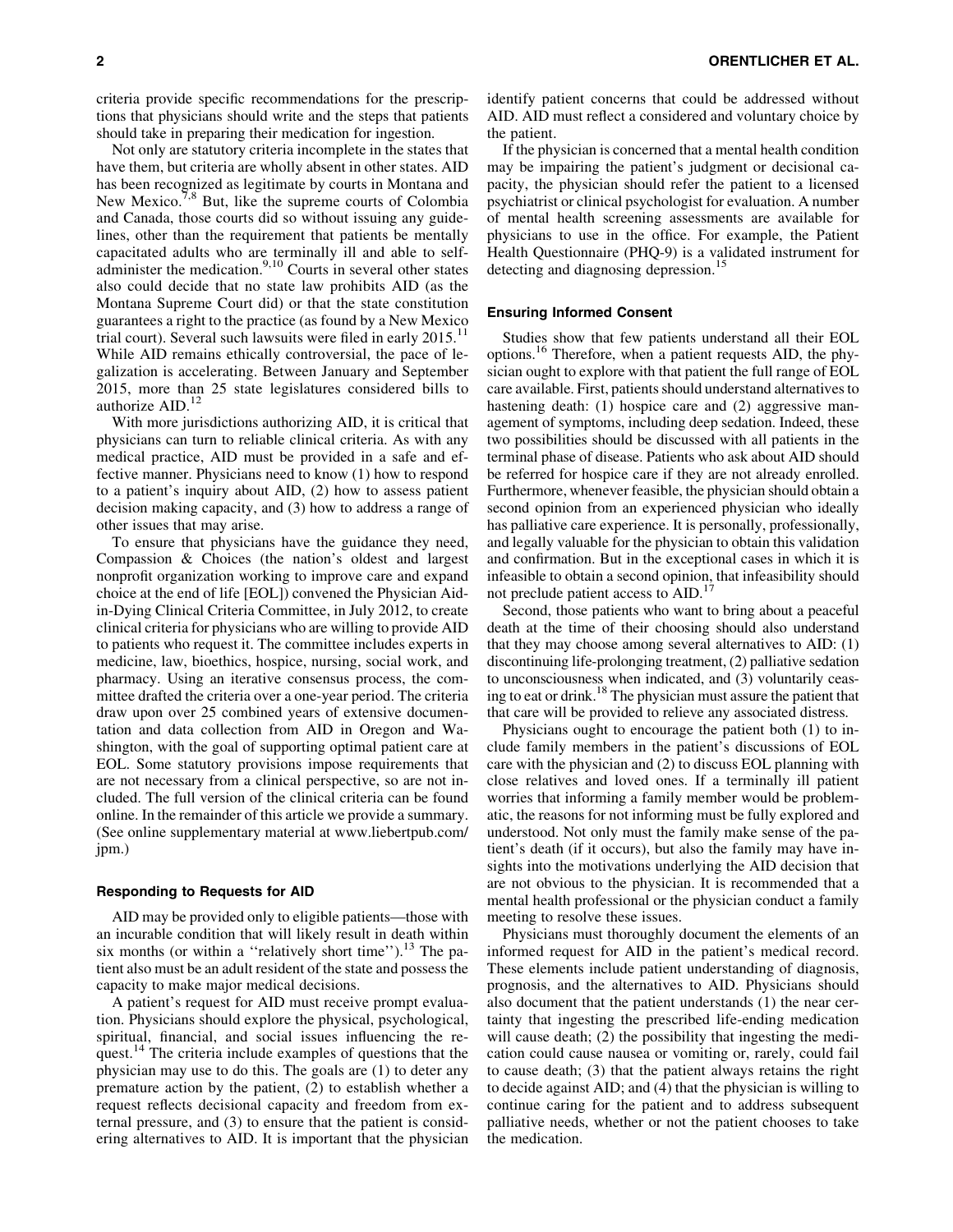criteria provide specific recommendations for the prescriptions that physicians should write and the steps that patients should take in preparing their medication for ingestion.

Not only are statutory criteria incomplete in the states that have them, but criteria are wholly absent in other states. AID has been recognized as legitimate by courts in Montana and New Mexico.[7,8] But, like the supreme courts of Colombia and Canada, those courts did so without issuing any guidelines, other than the requirement that patients be mentally capacitated adults who are terminally ill and able to self-administer the medication.[9,10] Courts in several other states also could decide that no state law prohibits AID (as the Montana Supreme Court did) or that the state constitution guarantees a right to the practice (as found by a New Mexico trial court). Several such lawsuits were filed in early 2015.[11] While AID remains ethically controversial, the pace of legalization is accelerating. Between January and September 2015, more than 25 state legislatures considered bills to authorize AID.[12]

With more jurisdictions authorizing AID, it is critical that physicians can turn to reliable clinical criteria. As with any medical practice, AID must be provided in a safe and effective manner. Physicians need to know (1) how to respond to a patient's inquiry about AID, (2) how to assess patient decision making capacity, and (3) how to address a range of other issues that may arise.

To ensure that physicians have the guidance they need, Compassion & Choices (the nation's oldest and largest nonprofit organization working to improve care and expand choice at the end of life [EOL]) convened the Physician Aid-in-Dying Clinical Criteria Committee, in July 2012, to create clinical criteria for physicians who are willing to provide AID to patients who request it. The committee includes experts in medicine, law, bioethics, hospice, nursing, social work, and pharmacy. Using an iterative consensus process, the committee drafted the criteria over a one-year period. The criteria draw upon over 25 combined years of extensive documentation and data collection from AID in Oregon and Washington, with the goal of supporting optimal patient care at EOL. Some statutory provisions impose requirements that are not necessary from a clinical perspective, so are not included. The full version of the clinical criteria can be found online. In the remainder of this article we provide a summary. (See online supplementary material at www.liebertpub.com/jpm.)

### Responding to Requests for AID

AID may be provided only to eligible patients—those with an incurable condition that will likely result in death within six months (or within a "relatively short time").[13] The patient also must be an adult resident of the state and possess the capacity to make major medical decisions.

A patient's request for AID must receive prompt evaluation. Physicians should explore the physical, psychological, spiritual, financial, and social issues influencing the request.[14] The criteria include examples of questions that the physician may use to do this. The goals are (1) to deter any premature action by the patient, (2) to establish whether a request reflects decisional capacity and freedom from external pressure, and (3) to ensure that the patient is considering alternatives to AID. It is important that the physician identify patient concerns that could be addressed without AID. AID must reflect a considered and voluntary choice by the patient.

If the physician is concerned that a mental health condition may be impairing the patient's judgment or decisional capacity, the physician should refer the patient to a licensed psychiatrist or clinical psychologist for evaluation. A number of mental health screening assessments are available for physicians to use in the office. For example, the Patient Health Questionnaire (PHQ-9) is a validated instrument for detecting and diagnosing depression.[15]

### Ensuring Informed Consent

Studies show that few patients understand all their EOL options.[16] Therefore, when a patient requests AID, the physician ought to explore with that patient the full range of EOL care available. First, patients should understand alternatives to hastening death: (1) hospice care and (2) aggressive management of symptoms, including deep sedation. Indeed, these two possibilities should be discussed with all patients in the terminal phase of disease. Patients who ask about AID should be referred for hospice care if they are not already enrolled. Furthermore, whenever feasible, the physician should obtain a second opinion from an experienced physician who ideally has palliative care experience. It is personally, professionally, and legally valuable for the physician to obtain this validation and confirmation. But in the exceptional cases in which it is infeasible to obtain a second opinion, that infeasibility should not preclude patient access to AID.[17]

Second, those patients who want to bring about a peaceful death at the time of their choosing should also understand that they may choose among several alternatives to AID: (1) discontinuing life-prolonging treatment, (2) palliative sedation to unconsciousness when indicated, and (3) voluntarily ceasing to eat or drink.[18] The physician must assure the patient that that care will be provided to relieve any associated distress.

Physicians ought to encourage the patient both (1) to include family members in the patient's discussions of EOL care with the physician and (2) to discuss EOL planning with close relatives and loved ones. If a terminally ill patient worries that informing a family member would be problematic, the reasons for not informing must be fully explored and understood. Not only must the family make sense of the patient's death (if it occurs), but also the family may have insights into the motivations underlying the AID decision that are not obvious to the physician. It is recommended that a mental health professional or the physician conduct a family meeting to resolve these issues.

Physicians must thoroughly document the elements of an informed request for AID in the patient's medical record. These elements include patient understanding of diagnosis, prognosis, and the alternatives to AID. Physicians should also document that the patient understands (1) the near certainty that ingesting the prescribed life-ending medication will cause death; (2) the possibility that ingesting the medication could cause nausea or vomiting or, rarely, could fail to cause death; (3) that the patient always retains the right to decide against AID; and (4) that the physician is willing to continue caring for the patient and to address subsequent palliative needs, whether or not the patient chooses to take the medication.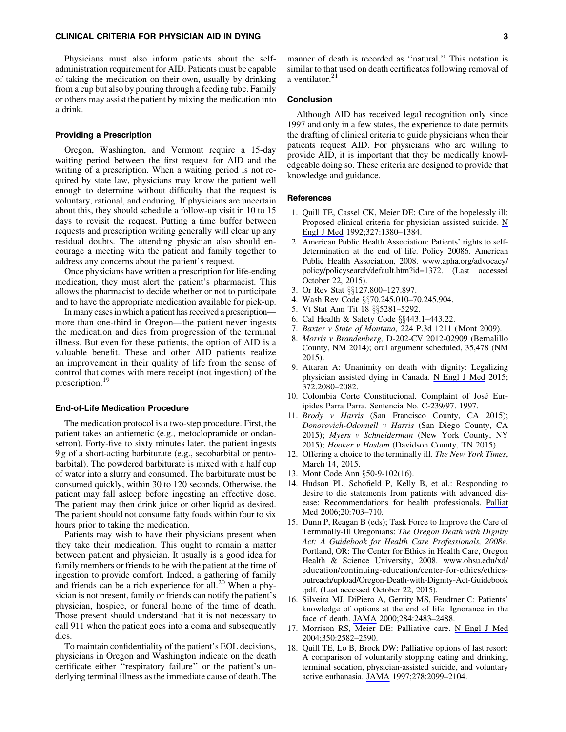Physicians must also inform patients about the self-administration requirement for AID. Patients must be capable of taking the medication on their own, usually by drinking from a cup but also by pouring through a feeding tube. Family or others may assist the patient by mixing the medication into a drink.

### Providing a Prescription

Oregon, Washington, and Vermont require a 15-day waiting period between the first request for AID and the writing of a prescription. When a waiting period is not required by state law, physicians may know the patient well enough to determine without difficulty that the request is voluntary, rational, and enduring. If physicians are uncertain about this, they should schedule a follow-up visit in 10 to 15 days to revisit the request. Putting a time buffer between requests and prescription writing generally will clear up any residual doubts. The attending physician also should encourage a meeting with the patient and family together to address any concerns about the patient's request.

Once physicians have written a prescription for life-ending medication, they must alert the patient's pharmacist. This allows the pharmacist to decide whether or not to participate and to have the appropriate medication available for pick-up.

In many cases in which a patient has received a prescription—more than one-third in Oregon—the patient never ingests the medication and dies from progression of the terminal illness. But even for these patients, the option of AID is a valuable benefit. These and other AID patients realize an improvement in their quality of life from the sense of control that comes with mere receipt (not ingestion) of the prescription.[19]

### End-of-Life Medication Procedure

The medication protocol is a two-step procedure. First, the patient takes an antiemetic (e.g., metoclopramide or ondansetron). Forty-five to sixty minutes later, the patient ingests 9 g of a short-acting barbiturate (e.g., secobarbital or pentobarbital). The powdered barbiturate is mixed with a half cup of water into a slurry and consumed. The barbiturate must be consumed quickly, within 30 to 120 seconds. Otherwise, the patient may fall asleep before ingesting an effective dose. The patient may then drink juice or other liquid as desired. The patient should not consume fatty foods within four to six hours prior to taking the medication.

Patients may wish to have their physicians present when they take their medication. This ought to remain a matter between patient and physician. It usually is a good idea for family members or friends to be with the patient at the time of ingestion to provide comfort. Indeed, a gathering of family and friends can be a rich experience for all.[20] When a physician is not present, family or friends can notify the patient's physician, hospice, or funeral home of the time of death. Those present should understand that it is not necessary to call 911 when the patient goes into a coma and subsequently dies.

To maintain confidentiality of the patient's EOL decisions, physicians in Oregon and Washington indicate on the death certificate either ''respiratory failure'' or the patient's underlying terminal illness as the immediate cause of death. The manner of death is recorded as ''natural.'' This notation is similar to that used on death certificates following removal of a ventilator.[21]

### Conclusion

Although AID has received legal recognition only since 1997 and only in a few states, the experience to date permits the drafting of clinical criteria to guide physicians when their patients request AID. For physicians who are willing to provide AID, it is important that they be medically knowledgeable doing so. These criteria are designed to provide that knowledge and guidance.

### References

1. Quill TE, Cassel CK, Meier DE: Care of the hopelessly ill: Proposed clinical criteria for physician assisted suicide. N Engl J Med 1992;327:1380–1384.
2. American Public Health Association: Patients' rights to self-determination at the end of life. Policy 20086. American Public Health Association, 2008. www.apha.org/advocacy/policy/policysearch/default.htm?id=1372. (Last accessed October 22, 2015).
3. Or Rev Stat §§127.800–127.897.
4. Wash Rev Code §§70.245.010–70.245.904.
5. Vt Stat Ann Tit 18 §§5281–5292.
6. Cal Health & Safety Code §§443.1–443.22.
7. *Baxter v State of Montana,* 224 P.3d 1211 (Mont 2009).
8. *Morris v Brandenberg,* D-202-CV 2012-02909 (Bernalillo County, NM 2014); oral argument scheduled, 35,478 (NM 2015).
9. Attaran A: Unanimity on death with dignity: Legalizing physician assisted dying in Canada. N Engl J Med 2015; 372:2080–2082.
10. Colombia Corte Constitucional. Complaint of José Euripides Parra Parra. Sentencia No. C-239/97. 1997.
11. *Brody v Harris* (San Francisco County, CA 2015); *Donorovich-Odonnell v Harris* (San Diego County, CA 2015); *Myers v Schneiderman* (New York County, NY 2015); *Hooker v Haslam* (Davidson County, TN 2015).
12. Offering a choice to the terminally ill. *The New York Times*, March 14, 2015.
13. Mont Code Ann §50-9-102(16).
14. Hudson PL, Schofield P, Kelly B, et al.: Responding to desire to die statements from patients with advanced disease: Recommendations for health professionals. Palliat Med 2006;20:703–710.
15. Dunn P, Reagan B (eds); Task Force to Improve the Care of Terminally-Ill Oregonians: *The Oregon Death with Dignity Act: A Guidebook for Health Care Professionals, 2008e*. Portland, OR: The Center for Ethics in Health Care, Oregon Health & Science University, 2008. www.ohsu.edu/xd/education/continuing-education/center-for-ethics/ethics-outreach/upload/Oregon-Death-with-Dignity-Act-Guidebook.pdf. (Last accessed October 22, 2015).
16. Silveira MJ, DiPiero A, Gerrity MS, Feudtner C: Patients' knowledge of options at the end of life: Ignorance in the face of death. JAMA 2000;284:2483–2488.
17. Morrison RS, Meier DE: Palliative care. N Engl J Med 2004;350:2582–2590.
18. Quill TE, Lo B, Brock DW: Palliative options of last resort: A comparison of voluntarily stopping eating and drinking, terminal sedation, physician-assisted suicide, and voluntary active euthanasia. JAMA 1997;278:2099–2104.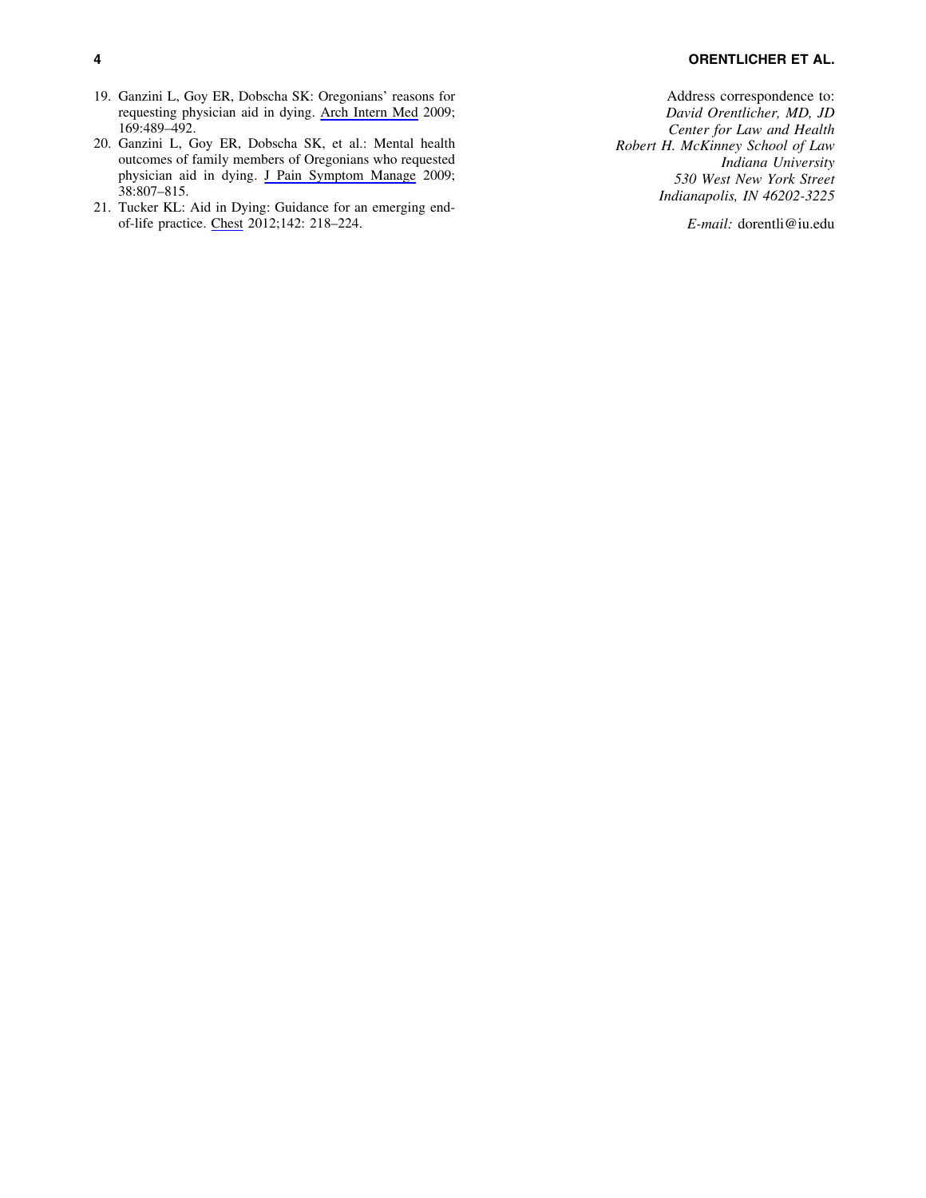19. Ganzini L, Goy ER, Dobscha SK: Oregonians' reasons for requesting physician aid in dying. Arch Intern Med 2009; 169:489–492.
20. Ganzini L, Goy ER, Dobscha SK, et al.: Mental health outcomes of family members of Oregonians who requested physician aid in dying. J Pain Symptom Manage 2009; 38:807–815.
21. Tucker KL: Aid in Dying: Guidance for an emerging end-of-life practice. Chest 2012;142: 218–224.

Address correspondence to:
*David Orentlicher, MD, JD*
*Center for Law and Health*
*Robert H. McKinney School of Law*
*Indiana University*
*530 West New York Street*
*Indianapolis, IN 46202-3225*

*E-mail:* dorentli@iu.edu